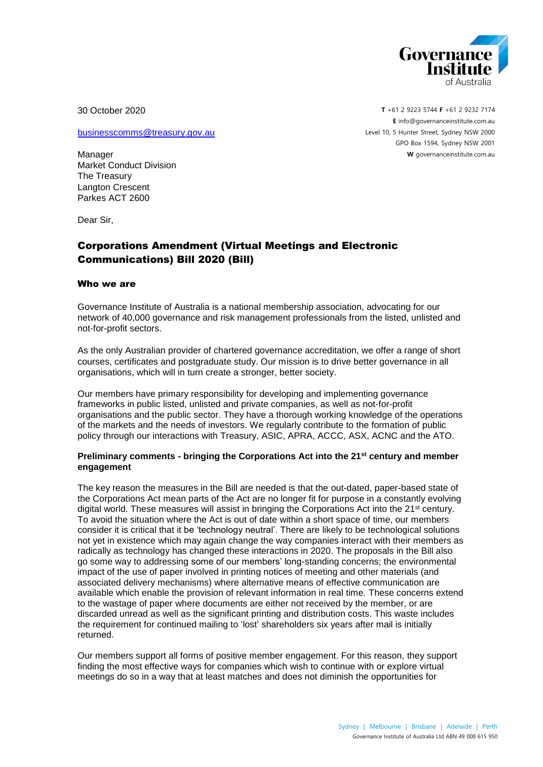30 October 2020

T +61 2 9223 5744 F +61 2 9232 7174
E info@governanceinstitute.com.au
Level 10, 5 Hunter Street, Sydney NSW 2000
GPO Box 1594, Sydney NSW 2001
W governanceinstitute.com.au

businesscomms@treasury.gov.au

Manager
Market Conduct Division
The Treasury
Langton Crescent
Parkes ACT 2600

Dear Sir,

## Corporations Amendment (Virtual Meetings and Electronic Communications) Bill 2020 (Bill)

### Who we are

Governance Institute of Australia is a national membership association, advocating for our network of 40,000 governance and risk management professionals from the listed, unlisted and not-for-profit sectors.

As the only Australian provider of chartered governance accreditation, we offer a range of short courses, certificates and postgraduate study. Our mission is to drive better governance in all organisations, which will in turn create a stronger, better society.

Our members have primary responsibility for developing and implementing governance frameworks in public listed, unlisted and private companies, as well as not-for-profit organisations and the public sector. They have a thorough working knowledge of the operations of the markets and the needs of investors. We regularly contribute to the formation of public policy through our interactions with Treasury, ASIC, APRA, ACCC, ASX, ACNC and the ATO.

### Preliminary comments - bringing the Corporations Act into the 21st century and member engagement

The key reason the measures in the Bill are needed is that the out-dated, paper-based state of the Corporations Act mean parts of the Act are no longer fit for purpose in a constantly evolving digital world. These measures will assist in bringing the Corporations Act into the 21st century. To avoid the situation where the Act is out of date within a short space of time, our members consider it is critical that it be 'technology neutral'. There are likely to be technological solutions not yet in existence which may again change the way companies interact with their members as radically as technology has changed these interactions in 2020. The proposals in the Bill also go some way to addressing some of our members' long-standing concerns; the environmental impact of the use of paper involved in printing notices of meeting and other materials (and associated delivery mechanisms) where alternative means of effective communication are available which enable the provision of relevant information in real time. These concerns extend to the wastage of paper where documents are either not received by the member, or are discarded unread as well as the significant printing and distribution costs. This waste includes the requirement for continued mailing to 'lost' shareholders six years after mail is initially returned.

Our members support all forms of positive member engagement. For this reason, they support finding the most effective ways for companies which wish to continue with or explore virtual meetings do so in a way that at least matches and does not diminish the opportunities for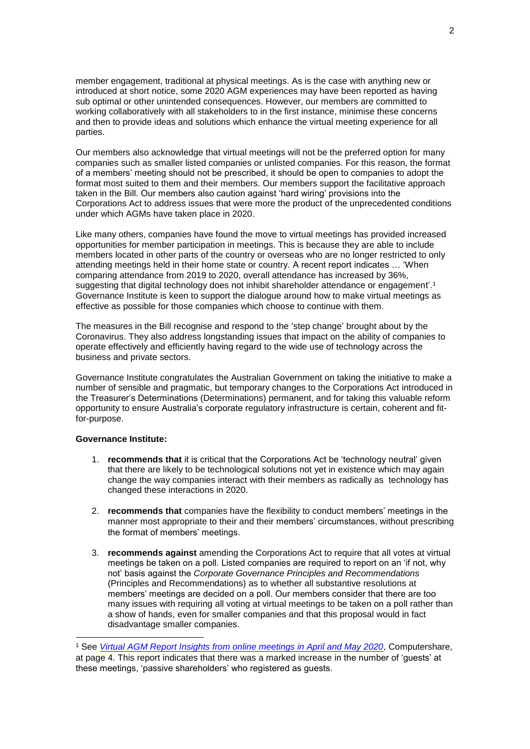member engagement, traditional at physical meetings. As is the case with anything new or introduced at short notice, some 2020 AGM experiences may have been reported as having sub optimal or other unintended consequences. However, our members are committed to working collaboratively with all stakeholders to in the first instance, minimise these concerns and then to provide ideas and solutions which enhance the virtual meeting experience for all parties.

Our members also acknowledge that virtual meetings will not be the preferred option for many companies such as smaller listed companies or unlisted companies. For this reason, the format of a members' meeting should not be prescribed, it should be open to companies to adopt the format most suited to them and their members. Our members support the facilitative approach taken in the Bill. Our members also caution against 'hard wiring' provisions into the Corporations Act to address issues that were more the product of the unprecedented conditions under which AGMs have taken place in 2020.

Like many others, companies have found the move to virtual meetings has provided increased opportunities for member participation in meetings. This is because they are able to include members located in other parts of the country or overseas who are no longer restricted to only attending meetings held in their home state or country. A recent report indicates … 'When comparing attendance from 2019 to 2020, overall attendance has increased by 36%, suggesting that digital technology does not inhibit shareholder attendance or engagement'.[1] Governance Institute is keen to support the dialogue around how to make virtual meetings as effective as possible for those companies which choose to continue with them.

The measures in the Bill recognise and respond to the 'step change' brought about by the Coronavirus. They also address longstanding issues that impact on the ability of companies to operate effectively and efficiently having regard to the wide use of technology across the business and private sectors.

Governance Institute congratulates the Australian Government on taking the initiative to make a number of sensible and pragmatic, but temporary changes to the Corporations Act introduced in the Treasurer's Determinations (Determinations) permanent, and for taking this valuable reform opportunity to ensure Australia's corporate regulatory infrastructure is certain, coherent and fit-for-purpose.

**Governance Institute:**

1. **recommends that** it is critical that the Corporations Act be 'technology neutral' given that there are likely to be technological solutions not yet in existence which may again change the way companies interact with their members as radically as technology has changed these interactions in 2020.

2. **recommends that** companies have the flexibility to conduct members' meetings in the manner most appropriate to their and their members' circumstances, without prescribing the format of members' meetings.

3. **recommends against** amending the Corporations Act to require that all votes at virtual meetings be taken on a poll. Listed companies are required to report on an 'if not, why not' basis against the *Corporate Governance Principles and Recommendations* (Principles and Recommendations) as to whether all substantive resolutions at members' meetings are decided on a poll. Our members consider that there are too many issues with requiring all voting at virtual meetings to be taken on a poll rather than a show of hands, even for smaller companies and that this proposal would in fact disadvantage smaller companies.

[1] See *Virtual AGM Report Insights from online meetings in April and May 2020*, Computershare, at page 4. This report indicates that there was a marked increase in the number of 'guests' at these meetings, 'passive shareholders' who registered as guests.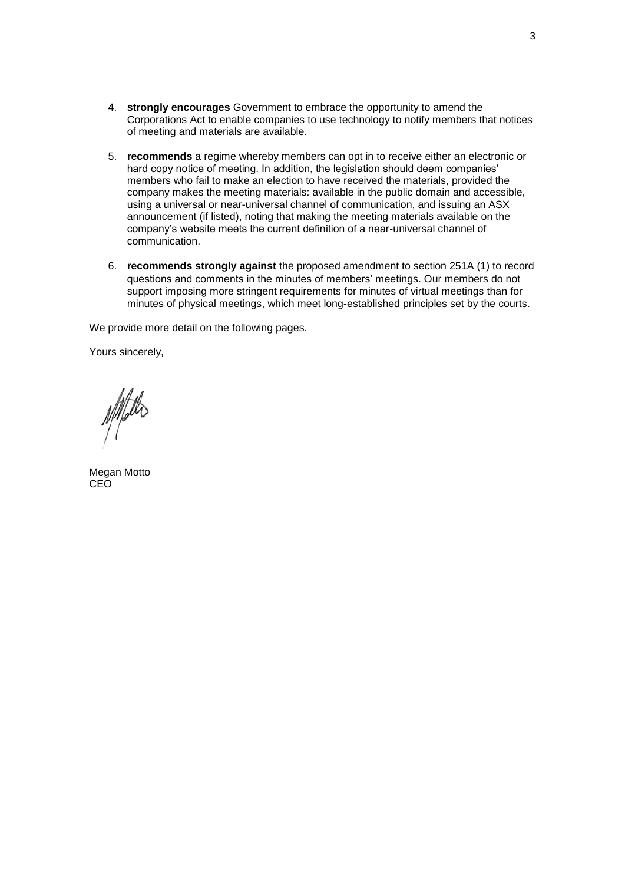4. **strongly encourages** Government to embrace the opportunity to amend the Corporations Act to enable companies to use technology to notify members that notices of meeting and materials are available.

5. **recommends** a regime whereby members can opt in to receive either an electronic or hard copy notice of meeting. In addition, the legislation should deem companies' members who fail to make an election to have received the materials, provided the company makes the meeting materials: available in the public domain and accessible, using a universal or near-universal channel of communication, and issuing an ASX announcement (if listed), noting that making the meeting materials available on the company's website meets the current definition of a near-universal channel of communication.

6. **recommends strongly against** the proposed amendment to section 251A (1) to record questions and comments in the minutes of members' meetings. Our members do not support imposing more stringent requirements for minutes of virtual meetings than for minutes of physical meetings, which meet long-established principles set by the courts.

We provide more detail on the following pages.

Yours sincerely,

Megan Motto
CEO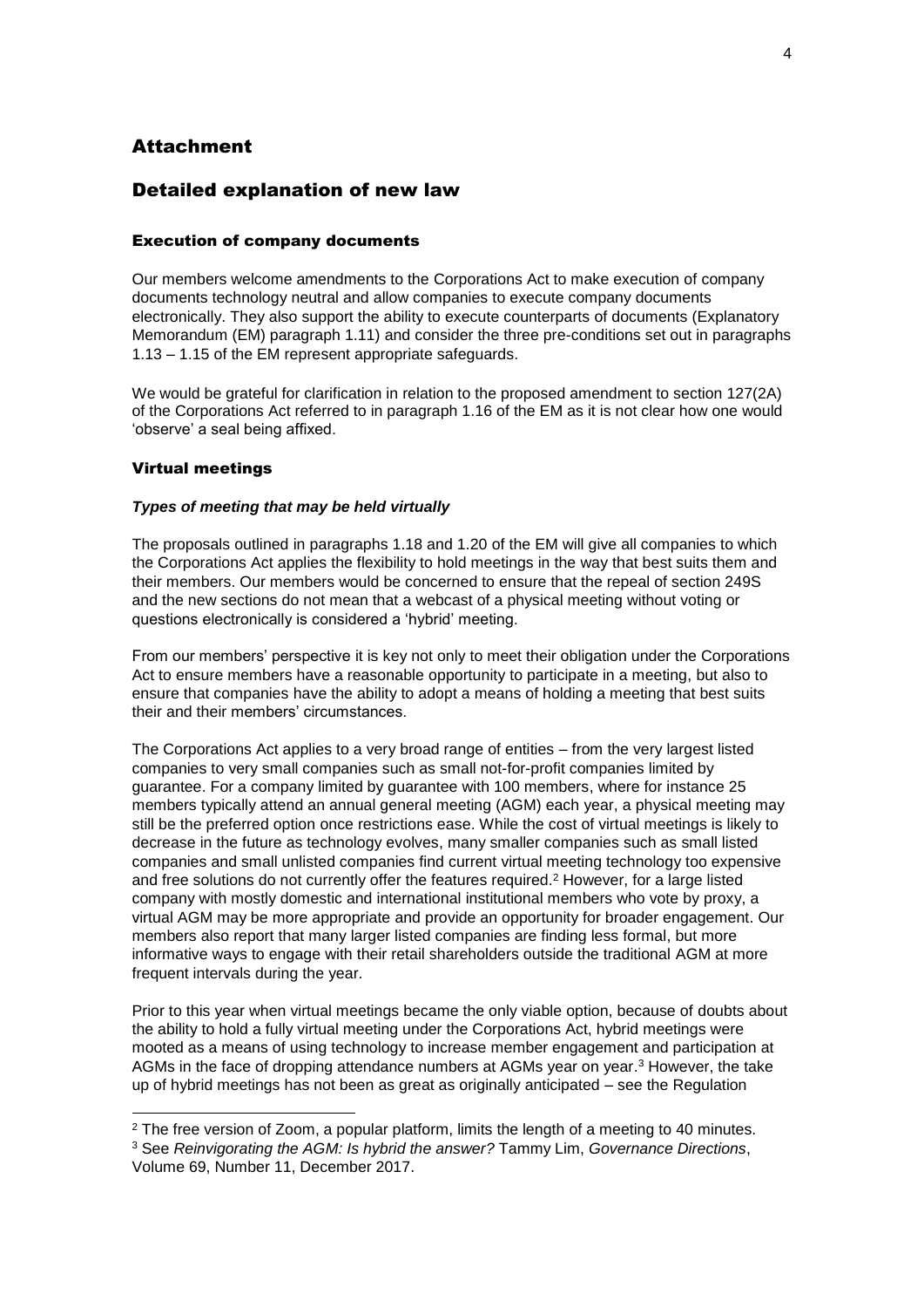# Attachment

# Detailed explanation of new law

### Execution of company documents

Our members welcome amendments to the Corporations Act to make execution of company documents technology neutral and allow companies to execute company documents electronically. They also support the ability to execute counterparts of documents (Explanatory Memorandum (EM) paragraph 1.11) and consider the three pre-conditions set out in paragraphs 1.13 – 1.15 of the EM represent appropriate safeguards.

We would be grateful for clarification in relation to the proposed amendment to section 127(2A) of the Corporations Act referred to in paragraph 1.16 of the EM as it is not clear how one would 'observe' a seal being affixed.

### Virtual meetings

#### *Types of meeting that may be held virtually*

The proposals outlined in paragraphs 1.18 and 1.20 of the EM will give all companies to which the Corporations Act applies the flexibility to hold meetings in the way that best suits them and their members. Our members would be concerned to ensure that the repeal of section 249S and the new sections do not mean that a webcast of a physical meeting without voting or questions electronically is considered a 'hybrid' meeting.

From our members' perspective it is key not only to meet their obligation under the Corporations Act to ensure members have a reasonable opportunity to participate in a meeting, but also to ensure that companies have the ability to adopt a means of holding a meeting that best suits their and their members' circumstances.

The Corporations Act applies to a very broad range of entities – from the very largest listed companies to very small companies such as small not-for-profit companies limited by guarantee. For a company limited by guarantee with 100 members, where for instance 25 members typically attend an annual general meeting (AGM) each year, a physical meeting may still be the preferred option once restrictions ease. While the cost of virtual meetings is likely to decrease in the future as technology evolves, many smaller companies such as small listed companies and small unlisted companies find current virtual meeting technology too expensive and free solutions do not currently offer the features required.[2] However, for a large listed company with mostly domestic and international institutional members who vote by proxy, a virtual AGM may be more appropriate and provide an opportunity for broader engagement. Our members also report that many larger listed companies are finding less formal, but more informative ways to engage with their retail shareholders outside the traditional AGM at more frequent intervals during the year.

Prior to this year when virtual meetings became the only viable option, because of doubts about the ability to hold a fully virtual meeting under the Corporations Act, hybrid meetings were mooted as a means of using technology to increase member engagement and participation at AGMs in the face of dropping attendance numbers at AGMs year on year.[3] However, the take up of hybrid meetings has not been as great as originally anticipated – see the Regulation

---

[2] The free version of Zoom, a popular platform, limits the length of a meeting to 40 minutes.

[3] See *Reinvigorating the AGM: Is hybrid the answer?* Tammy Lim, *Governance Directions*, Volume 69, Number 11, December 2017.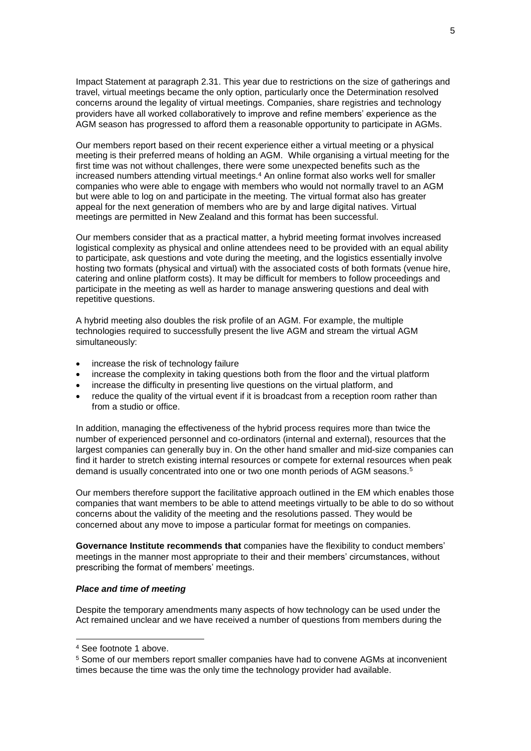Impact Statement at paragraph 2.31. This year due to restrictions on the size of gatherings and travel, virtual meetings became the only option, particularly once the Determination resolved concerns around the legality of virtual meetings. Companies, share registries and technology providers have all worked collaboratively to improve and refine members' experience as the AGM season has progressed to afford them a reasonable opportunity to participate in AGMs.

Our members report based on their recent experience either a virtual meeting or a physical meeting is their preferred means of holding an AGM. While organising a virtual meeting for the first time was not without challenges, there were some unexpected benefits such as the increased numbers attending virtual meetings.[4] An online format also works well for smaller companies who were able to engage with members who would not normally travel to an AGM but were able to log on and participate in the meeting. The virtual format also has greater appeal for the next generation of members who are by and large digital natives. Virtual meetings are permitted in New Zealand and this format has been successful.

Our members consider that as a practical matter, a hybrid meeting format involves increased logistical complexity as physical and online attendees need to be provided with an equal ability to participate, ask questions and vote during the meeting, and the logistics essentially involve hosting two formats (physical and virtual) with the associated costs of both formats (venue hire, catering and online platform costs). It may be difficult for members to follow proceedings and participate in the meeting as well as harder to manage answering questions and deal with repetitive questions.

A hybrid meeting also doubles the risk profile of an AGM. For example, the multiple technologies required to successfully present the live AGM and stream the virtual AGM simultaneously:

- increase the risk of technology failure
- increase the complexity in taking questions both from the floor and the virtual platform
- increase the difficulty in presenting live questions on the virtual platform, and
- reduce the quality of the virtual event if it is broadcast from a reception room rather than from a studio or office.

In addition, managing the effectiveness of the hybrid process requires more than twice the number of experienced personnel and co-ordinators (internal and external), resources that the largest companies can generally buy in. On the other hand smaller and mid-size companies can find it harder to stretch existing internal resources or compete for external resources when peak demand is usually concentrated into one or two one month periods of AGM seasons.[5]

Our members therefore support the facilitative approach outlined in the EM which enables those companies that want members to be able to attend meetings virtually to be able to do so without concerns about the validity of the meeting and the resolutions passed. They would be concerned about any move to impose a particular format for meetings on companies.

**Governance Institute recommends that** companies have the flexibility to conduct members' meetings in the manner most appropriate to their and their members' circumstances, without prescribing the format of members' meetings.

***Place and time of meeting***

Despite the temporary amendments many aspects of how technology can be used under the Act remained unclear and we have received a number of questions from members during the

[4] See footnote 1 above.

[5] Some of our members report smaller companies have had to convene AGMs at inconvenient times because the time was the only time the technology provider had available.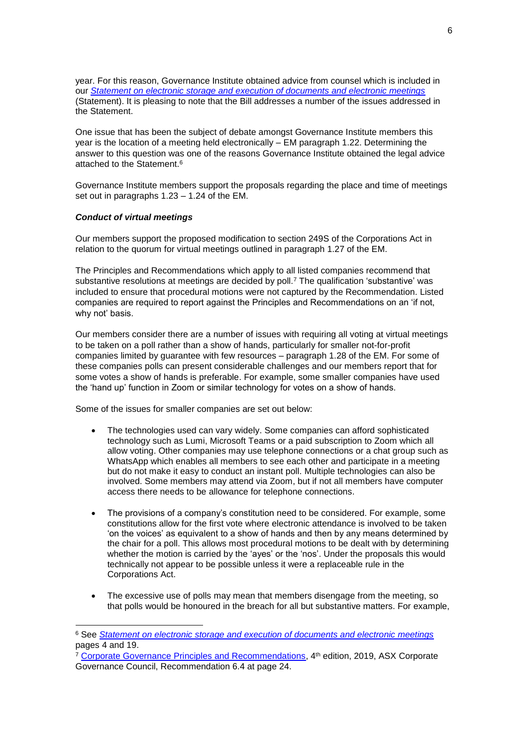year. For this reason, Governance Institute obtained advice from counsel which is included in our *Statement on electronic storage and execution of documents and electronic meetings* (Statement). It is pleasing to note that the Bill addresses a number of the issues addressed in the Statement.

One issue that has been the subject of debate amongst Governance Institute members this year is the location of a meeting held electronically – EM paragraph 1.22. Determining the answer to this question was one of the reasons Governance Institute obtained the legal advice attached to the Statement.[6]

Governance Institute members support the proposals regarding the place and time of meetings set out in paragraphs 1.23 – 1.24 of the EM.

***Conduct of virtual meetings***

Our members support the proposed modification to section 249S of the Corporations Act in relation to the quorum for virtual meetings outlined in paragraph 1.27 of the EM.

The Principles and Recommendations which apply to all listed companies recommend that substantive resolutions at meetings are decided by poll.[7] The qualification 'substantive' was included to ensure that procedural motions were not captured by the Recommendation. Listed companies are required to report against the Principles and Recommendations on an 'if not, why not' basis.

Our members consider there are a number of issues with requiring all voting at virtual meetings to be taken on a poll rather than a show of hands, particularly for smaller not-for-profit companies limited by guarantee with few resources – paragraph 1.28 of the EM. For some of these companies polls can present considerable challenges and our members report that for some votes a show of hands is preferable. For example, some smaller companies have used the 'hand up' function in Zoom or similar technology for votes on a show of hands.

Some of the issues for smaller companies are set out below:

- The technologies used can vary widely. Some companies can afford sophisticated technology such as Lumi, Microsoft Teams or a paid subscription to Zoom which all allow voting. Other companies may use telephone connections or a chat group such as WhatsApp which enables all members to see each other and participate in a meeting but do not make it easy to conduct an instant poll. Multiple technologies can also be involved. Some members may attend via Zoom, but if not all members have computer access there needs to be allowance for telephone connections.
- The provisions of a company's constitution need to be considered. For example, some constitutions allow for the first vote where electronic attendance is involved to be taken 'on the voices' as equivalent to a show of hands and then by any means determined by the chair for a poll. This allows most procedural motions to be dealt with by determining whether the motion is carried by the 'ayes' or the 'nos'. Under the proposals this would technically not appear to be possible unless it were a replaceable rule in the Corporations Act.
- The excessive use of polls may mean that members disengage from the meeting, so that polls would be honoured in the breach for all but substantive matters. For example,

---

[6] See *Statement on electronic storage and execution of documents and electronic meetings* pages 4 and 19.

[7] Corporate Governance Principles and Recommendations, 4th edition, 2019, ASX Corporate Governance Council, Recommendation 6.4 at page 24.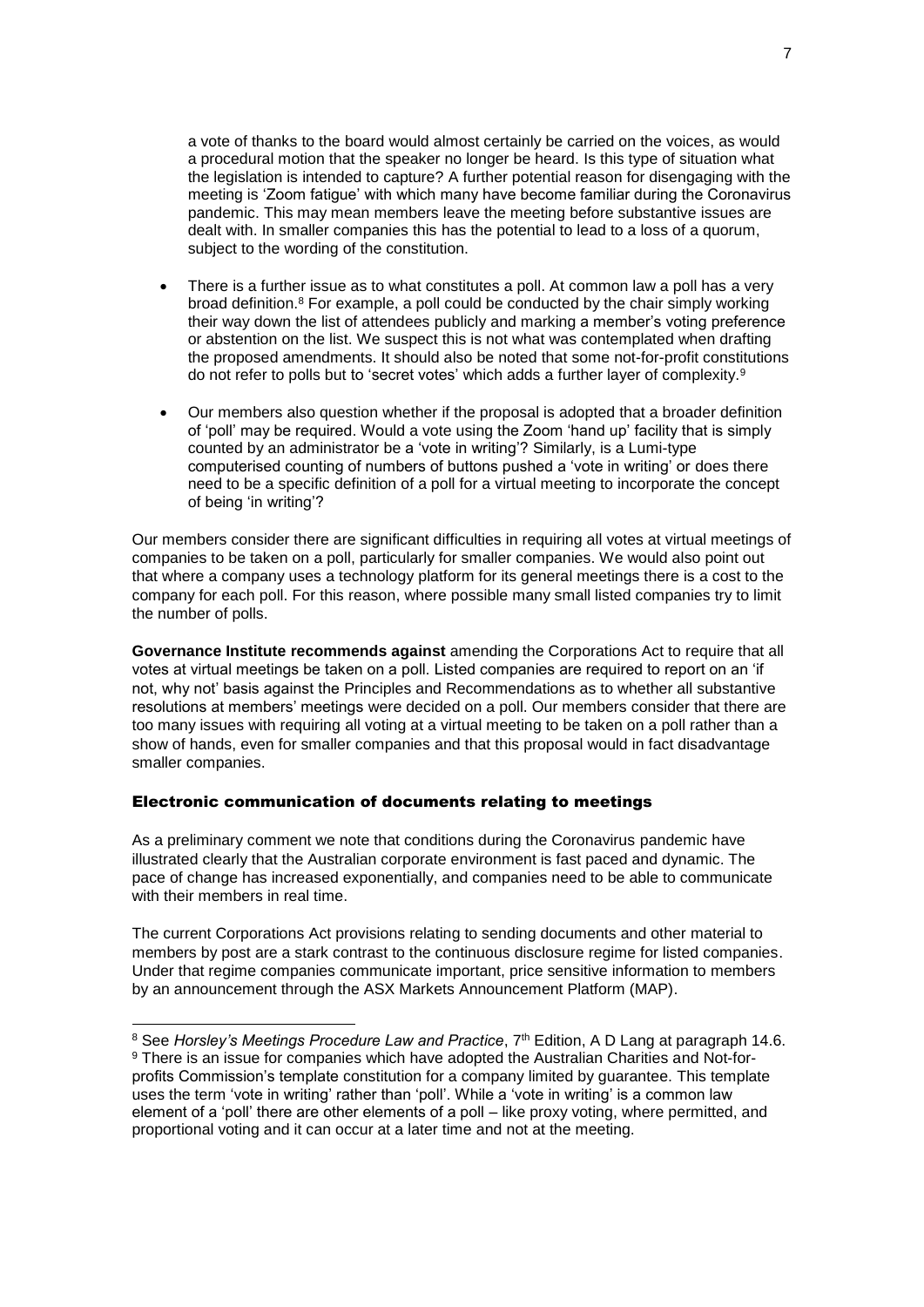a vote of thanks to the board would almost certainly be carried on the voices, as would a procedural motion that the speaker no longer be heard. Is this type of situation what the legislation is intended to capture? A further potential reason for disengaging with the meeting is 'Zoom fatigue' with which many have become familiar during the Coronavirus pandemic. This may mean members leave the meeting before substantive issues are dealt with. In smaller companies this has the potential to lead to a loss of a quorum, subject to the wording of the constitution.

- There is a further issue as to what constitutes a poll. At common law a poll has a very broad definition.[8] For example, a poll could be conducted by the chair simply working their way down the list of attendees publicly and marking a member's voting preference or abstention on the list. We suspect this is not what was contemplated when drafting the proposed amendments. It should also be noted that some not-for-profit constitutions do not refer to polls but to 'secret votes' which adds a further layer of complexity.[9]

- Our members also question whether if the proposal is adopted that a broader definition of 'poll' may be required. Would a vote using the Zoom 'hand up' facility that is simply counted by an administrator be a 'vote in writing'? Similarly, is a Lumi-type computerised counting of numbers of buttons pushed a 'vote in writing' or does there need to be a specific definition of a poll for a virtual meeting to incorporate the concept of being 'in writing'?

Our members consider there are significant difficulties in requiring all votes at virtual meetings of companies to be taken on a poll, particularly for smaller companies. We would also point out that where a company uses a technology platform for its general meetings there is a cost to the company for each poll. For this reason, where possible many small listed companies try to limit the number of polls.

**Governance Institute recommends against** amending the Corporations Act to require that all votes at virtual meetings be taken on a poll. Listed companies are required to report on an 'if not, why not' basis against the Principles and Recommendations as to whether all substantive resolutions at members' meetings were decided on a poll. Our members consider that there are too many issues with requiring all voting at a virtual meeting to be taken on a poll rather than a show of hands, even for smaller companies and that this proposal would in fact disadvantage smaller companies.

### Electronic communication of documents relating to meetings

As a preliminary comment we note that conditions during the Coronavirus pandemic have illustrated clearly that the Australian corporate environment is fast paced and dynamic. The pace of change has increased exponentially, and companies need to be able to communicate with their members in real time.

The current Corporations Act provisions relating to sending documents and other material to members by post are a stark contrast to the continuous disclosure regime for listed companies. Under that regime companies communicate important, price sensitive information to members by an announcement through the ASX Markets Announcement Platform (MAP).

---

[8] See *Horsley's Meetings Procedure Law and Practice*, 7th Edition, A D Lang at paragraph 14.6.

[9] There is an issue for companies which have adopted the Australian Charities and Not-for-profits Commission's template constitution for a company limited by guarantee. This template uses the term 'vote in writing' rather than 'poll'. While a 'vote in writing' is a common law element of a 'poll' there are other elements of a poll – like proxy voting, where permitted, and proportional voting and it can occur at a later time and not at the meeting.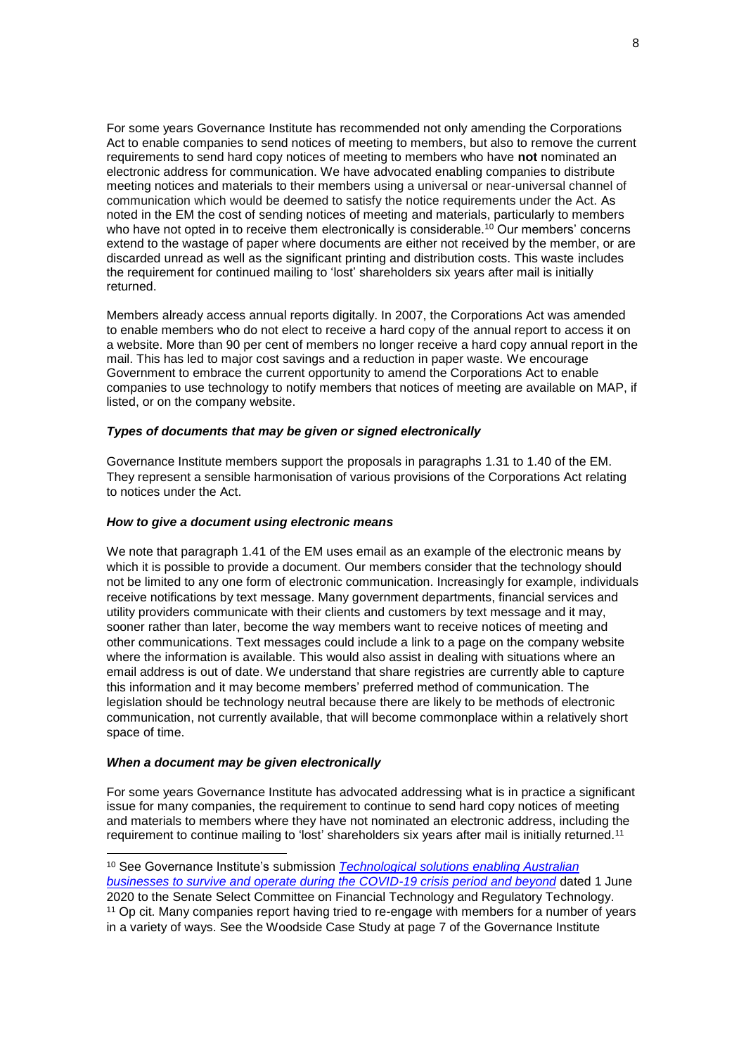For some years Governance Institute has recommended not only amending the Corporations Act to enable companies to send notices of meeting to members, but also to remove the current requirements to send hard copy notices of meeting to members who have **not** nominated an electronic address for communication. We have advocated enabling companies to distribute meeting notices and materials to their members using a universal or near-universal channel of communication which would be deemed to satisfy the notice requirements under the Act. As noted in the EM the cost of sending notices of meeting and materials, particularly to members who have not opted in to receive them electronically is considerable.[10] Our members' concerns extend to the wastage of paper where documents are either not received by the member, or are discarded unread as well as the significant printing and distribution costs. This waste includes the requirement for continued mailing to 'lost' shareholders six years after mail is initially returned.

Members already access annual reports digitally. In 2007, the Corporations Act was amended to enable members who do not elect to receive a hard copy of the annual report to access it on a website. More than 90 per cent of members no longer receive a hard copy annual report in the mail. This has led to major cost savings and a reduction in paper waste. We encourage Government to embrace the current opportunity to amend the Corporations Act to enable companies to use technology to notify members that notices of meeting are available on MAP, if listed, or on the company website.

### ***Types of documents that may be given or signed electronically***

Governance Institute members support the proposals in paragraphs 1.31 to 1.40 of the EM. They represent a sensible harmonisation of various provisions of the Corporations Act relating to notices under the Act.

### ***How to give a document using electronic means***

We note that paragraph 1.41 of the EM uses email as an example of the electronic means by which it is possible to provide a document. Our members consider that the technology should not be limited to any one form of electronic communication. Increasingly for example, individuals receive notifications by text message. Many government departments, financial services and utility providers communicate with their clients and customers by text message and it may, sooner rather than later, become the way members want to receive notices of meeting and other communications. Text messages could include a link to a page on the company website where the information is available. This would also assist in dealing with situations where an email address is out of date. We understand that share registries are currently able to capture this information and it may become members' preferred method of communication. The legislation should be technology neutral because there are likely to be methods of electronic communication, not currently available, that will become commonplace within a relatively short space of time.

### ***When a document may be given electronically***

For some years Governance Institute has advocated addressing what is in practice a significant issue for many companies, the requirement to continue to send hard copy notices of meeting and materials to members where they have not nominated an electronic address, including the requirement to continue mailing to 'lost' shareholders six years after mail is initially returned.[11]

---

[10] See Governance Institute's submission *Technological solutions enabling Australian businesses to survive and operate during the COVID-19 crisis period and beyond* dated 1 June 2020 to the Senate Select Committee on Financial Technology and Regulatory Technology.

[11] Op cit. Many companies report having tried to re-engage with members for a number of years in a variety of ways. See the Woodside Case Study at page 7 of the Governance Institute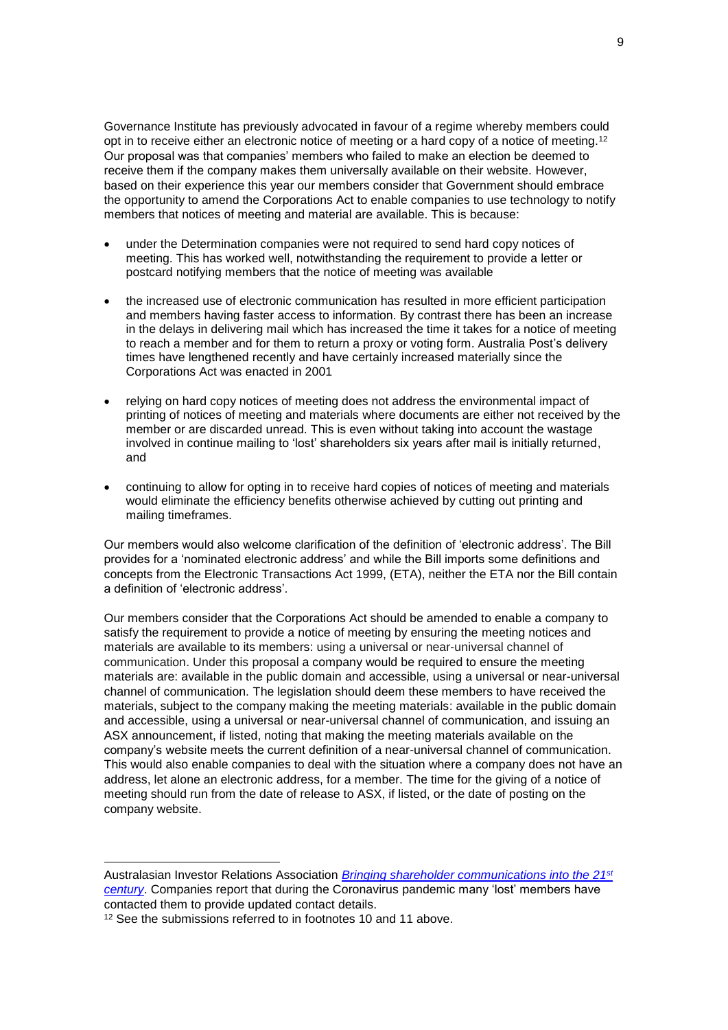Governance Institute has previously advocated in favour of a regime whereby members could opt in to receive either an electronic notice of meeting or a hard copy of a notice of meeting.[12] Our proposal was that companies' members who failed to make an election be deemed to receive them if the company makes them universally available on their website. However, based on their experience this year our members consider that Government should embrace the opportunity to amend the Corporations Act to enable companies to use technology to notify members that notices of meeting and material are available. This is because:

- under the Determination companies were not required to send hard copy notices of meeting. This has worked well, notwithstanding the requirement to provide a letter or postcard notifying members that the notice of meeting was available
- the increased use of electronic communication has resulted in more efficient participation and members having faster access to information. By contrast there has been an increase in the delays in delivering mail which has increased the time it takes for a notice of meeting to reach a member and for them to return a proxy or voting form. Australia Post's delivery times have lengthened recently and have certainly increased materially since the Corporations Act was enacted in 2001
- relying on hard copy notices of meeting does not address the environmental impact of printing of notices of meeting and materials where documents are either not received by the member or are discarded unread. This is even without taking into account the wastage involved in continue mailing to 'lost' shareholders six years after mail is initially returned, and
- continuing to allow for opting in to receive hard copies of notices of meeting and materials would eliminate the efficiency benefits otherwise achieved by cutting out printing and mailing timeframes.

Our members would also welcome clarification of the definition of 'electronic address'. The Bill provides for a 'nominated electronic address' and while the Bill imports some definitions and concepts from the Electronic Transactions Act 1999, (ETA), neither the ETA nor the Bill contain a definition of 'electronic address'.

Our members consider that the Corporations Act should be amended to enable a company to satisfy the requirement to provide a notice of meeting by ensuring the meeting notices and materials are available to its members: using a universal or near-universal channel of communication. Under this proposal a company would be required to ensure the meeting materials are: available in the public domain and accessible, using a universal or near-universal channel of communication. The legislation should deem these members to have received the materials, subject to the company making the meeting materials: available in the public domain and accessible, using a universal or near-universal channel of communication, and issuing an ASX announcement, if listed, noting that making the meeting materials available on the company's website meets the current definition of a near-universal channel of communication. This would also enable companies to deal with the situation where a company does not have an address, let alone an electronic address, for a member. The time for the giving of a notice of meeting should run from the date of release to ASX, if listed, or the date of posting on the company website.

---

Australasian Investor Relations Association *Bringing shareholder communications into the 21st century*. Companies report that during the Coronavirus pandemic many 'lost' members have contacted them to provide updated contact details.

[12] See the submissions referred to in footnotes 10 and 11 above.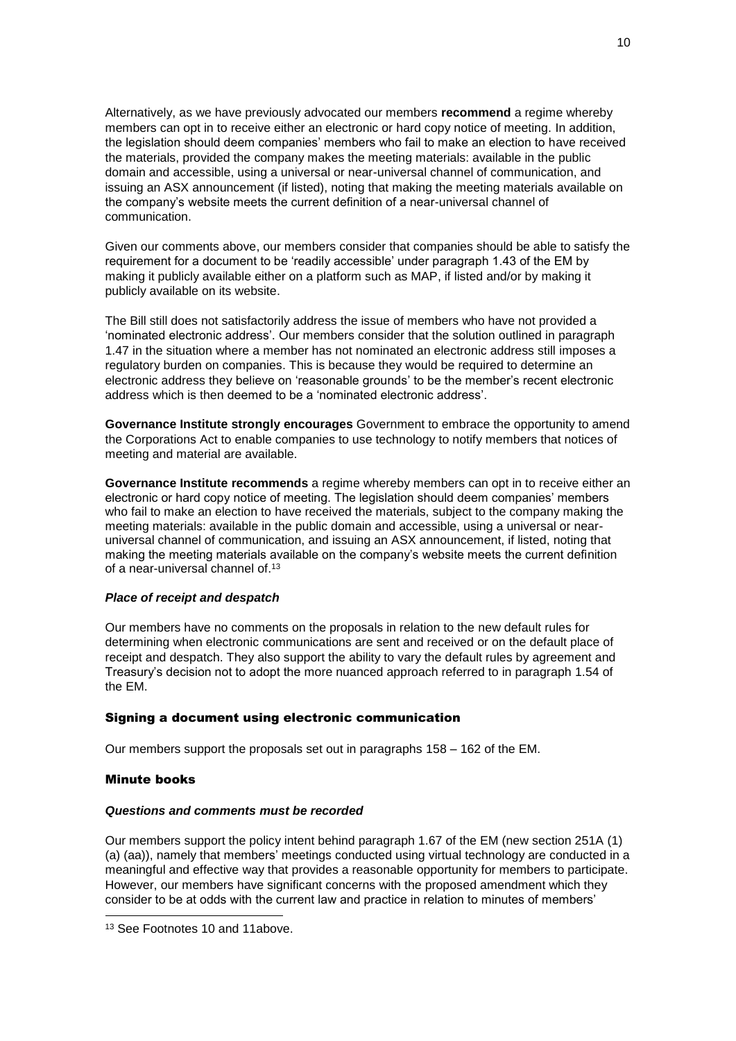Alternatively, as we have previously advocated our members **recommend** a regime whereby members can opt in to receive either an electronic or hard copy notice of meeting. In addition, the legislation should deem companies' members who fail to make an election to have received the materials, provided the company makes the meeting materials: available in the public domain and accessible, using a universal or near-universal channel of communication, and issuing an ASX announcement (if listed), noting that making the meeting materials available on the company's website meets the current definition of a near-universal channel of communication.

Given our comments above, our members consider that companies should be able to satisfy the requirement for a document to be 'readily accessible' under paragraph 1.43 of the EM by making it publicly available either on a platform such as MAP, if listed and/or by making it publicly available on its website.

The Bill still does not satisfactorily address the issue of members who have not provided a 'nominated electronic address'. Our members consider that the solution outlined in paragraph 1.47 in the situation where a member has not nominated an electronic address still imposes a regulatory burden on companies. This is because they would be required to determine an electronic address they believe on 'reasonable grounds' to be the member's recent electronic address which is then deemed to be a 'nominated electronic address'.

**Governance Institute strongly encourages** Government to embrace the opportunity to amend the Corporations Act to enable companies to use technology to notify members that notices of meeting and material are available.

**Governance Institute recommends** a regime whereby members can opt in to receive either an electronic or hard copy notice of meeting. The legislation should deem companies' members who fail to make an election to have received the materials, subject to the company making the meeting materials: available in the public domain and accessible, using a universal or near-universal channel of communication, and issuing an ASX announcement, if listed, noting that making the meeting materials available on the company's website meets the current definition of a near-universal channel of.[13]

### *Place of receipt and despatch*

Our members have no comments on the proposals in relation to the new default rules for determining when electronic communications are sent and received or on the default place of receipt and despatch. They also support the ability to vary the default rules by agreement and Treasury's decision not to adopt the more nuanced approach referred to in paragraph 1.54 of the EM.

## Signing a document using electronic communication

Our members support the proposals set out in paragraphs 158 – 162 of the EM.

## Minute books

### *Questions and comments must be recorded*

Our members support the policy intent behind paragraph 1.67 of the EM (new section 251A (1) (a) (aa)), namely that members' meetings conducted using virtual technology are conducted in a meaningful and effective way that provides a reasonable opportunity for members to participate. However, our members have significant concerns with the proposed amendment which they consider to be at odds with the current law and practice in relation to minutes of members'

---

[13] See Footnotes 10 and 11above.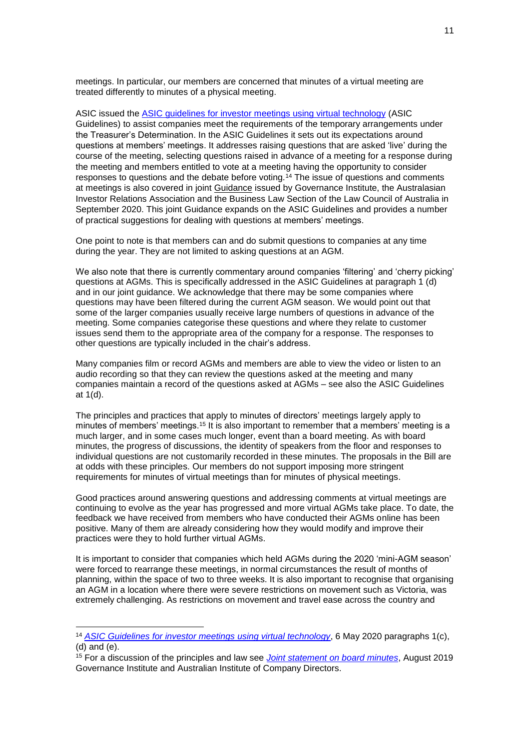meetings. In particular, our members are concerned that minutes of a virtual meeting are treated differently to minutes of a physical meeting.

ASIC issued the ASIC guidelines for investor meetings using virtual technology (ASIC Guidelines) to assist companies meet the requirements of the temporary arrangements under the Treasurer's Determination. In the ASIC Guidelines it sets out its expectations around questions at members' meetings. It addresses raising questions that are asked 'live' during the course of the meeting, selecting questions raised in advance of a meeting for a response during the meeting and members entitled to vote at a meeting having the opportunity to consider responses to questions and the debate before voting.[14] The issue of questions and comments at meetings is also covered in joint Guidance issued by Governance Institute, the Australasian Investor Relations Association and the Business Law Section of the Law Council of Australia in September 2020. This joint Guidance expands on the ASIC Guidelines and provides a number of practical suggestions for dealing with questions at members' meetings.

One point to note is that members can and do submit questions to companies at any time during the year. They are not limited to asking questions at an AGM.

We also note that there is currently commentary around companies 'filtering' and 'cherry picking' questions at AGMs. This is specifically addressed in the ASIC Guidelines at paragraph 1 (d) and in our joint guidance. We acknowledge that there may be some companies where questions may have been filtered during the current AGM season. We would point out that some of the larger companies usually receive large numbers of questions in advance of the meeting. Some companies categorise these questions and where they relate to customer issues send them to the appropriate area of the company for a response. The responses to other questions are typically included in the chair's address.

Many companies film or record AGMs and members are able to view the video or listen to an audio recording so that they can review the questions asked at the meeting and many companies maintain a record of the questions asked at AGMs – see also the ASIC Guidelines at 1(d).

The principles and practices that apply to minutes of directors' meetings largely apply to minutes of members' meetings.[15] It is also important to remember that a members' meeting is a much larger, and in some cases much longer, event than a board meeting. As with board minutes, the progress of discussions, the identity of speakers from the floor and responses to individual questions are not customarily recorded in these minutes. The proposals in the Bill are at odds with these principles. Our members do not support imposing more stringent requirements for minutes of virtual meetings than for minutes of physical meetings.

Good practices around answering questions and addressing comments at virtual meetings are continuing to evolve as the year has progressed and more virtual AGMs take place. To date, the feedback we have received from members who have conducted their AGMs online has been positive. Many of them are already considering how they would modify and improve their practices were they to hold further virtual AGMs.

It is important to consider that companies which held AGMs during the 2020 'mini-AGM season' were forced to rearrange these meetings, in normal circumstances the result of months of planning, within the space of two to three weeks. It is also important to recognise that organising an AGM in a location where there were severe restrictions on movement such as Victoria, was extremely challenging. As restrictions on movement and travel ease across the country and

---

[14] *ASIC Guidelines for investor meetings using virtual technology*, 6 May 2020 paragraphs 1(c), (d) and (e).

[15] For a discussion of the principles and law see *Joint statement on board minutes*, August 2019 Governance Institute and Australian Institute of Company Directors.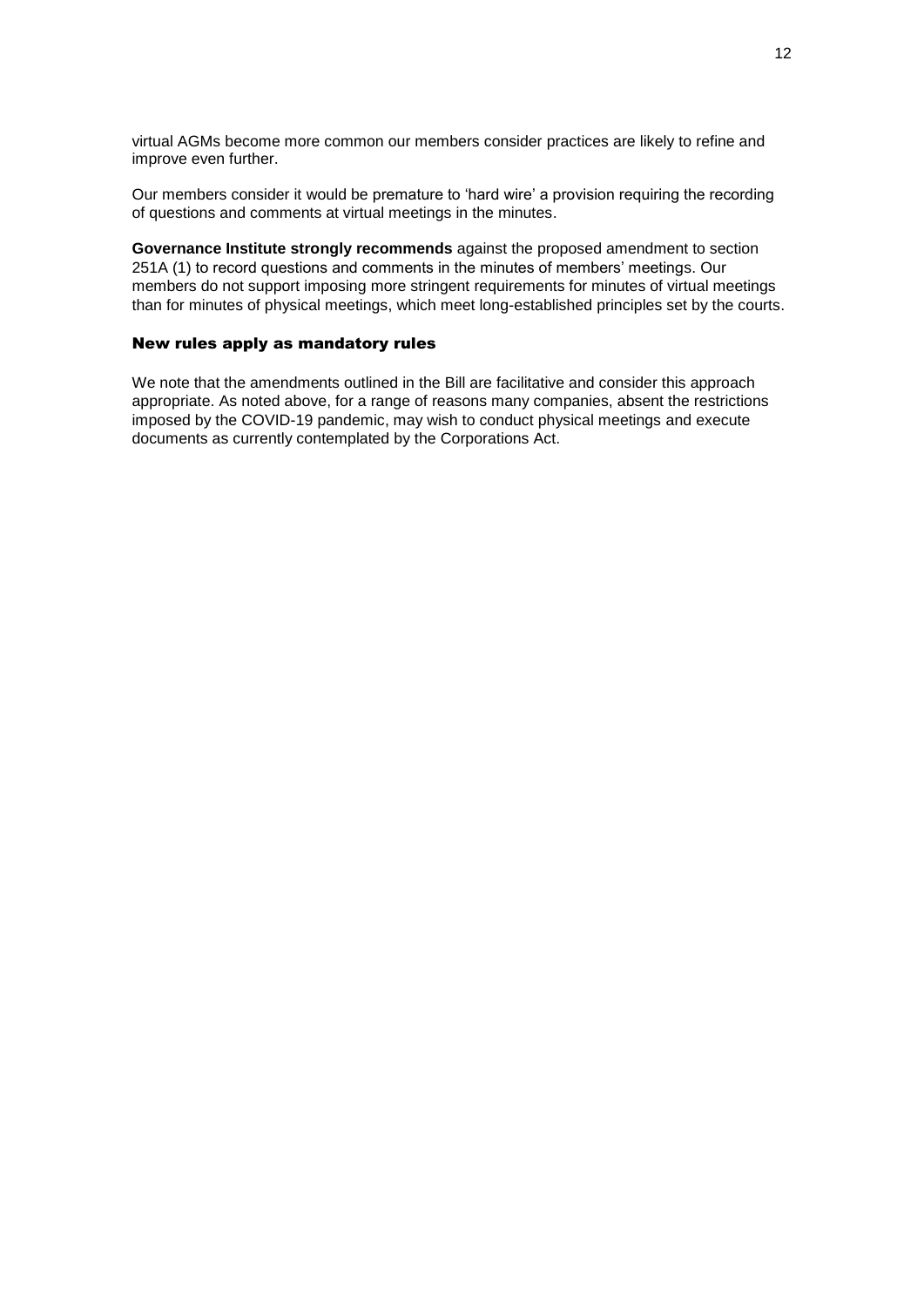virtual AGMs become more common our members consider practices are likely to refine and improve even further.

Our members consider it would be premature to 'hard wire' a provision requiring the recording of questions and comments at virtual meetings in the minutes.

**Governance Institute strongly recommends** against the proposed amendment to section 251A (1) to record questions and comments in the minutes of members' meetings. Our members do not support imposing more stringent requirements for minutes of virtual meetings than for minutes of physical meetings, which meet long-established principles set by the courts.

## New rules apply as mandatory rules

We note that the amendments outlined in the Bill are facilitative and consider this approach appropriate. As noted above, for a range of reasons many companies, absent the restrictions imposed by the COVID-19 pandemic, may wish to conduct physical meetings and execute documents as currently contemplated by the Corporations Act.